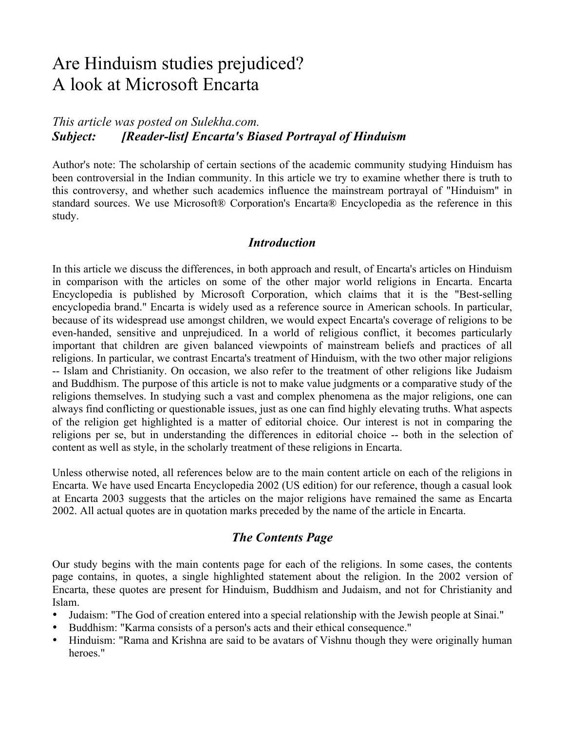# Are Hinduism studies prejudiced?
# A look at Microsoft Encarta

*This article was posted on Sulekha.com.*
***Subject: [Reader-list] Encarta's Biased Portrayal of Hinduism***

Author's note: The scholarship of certain sections of the academic community studying Hinduism has been controversial in the Indian community. In this article we try to examine whether there is truth to this controversy, and whether such academics influence the mainstream portrayal of "Hinduism" in standard sources. We use Microsoft® Corporation's Encarta® Encyclopedia as the reference in this study.

## *Introduction*

In this article we discuss the differences, in both approach and result, of Encarta's articles on Hinduism in comparison with the articles on some of the other major world religions in Encarta. Encarta Encyclopedia is published by Microsoft Corporation, which claims that it is the "Best-selling encyclopedia brand." Encarta is widely used as a reference source in American schools. In particular, because of its widespread use amongst children, we would expect Encarta's coverage of religions to be even-handed, sensitive and unprejudiced. In a world of religious conflict, it becomes particularly important that children are given balanced viewpoints of mainstream beliefs and practices of all religions. In particular, we contrast Encarta's treatment of Hinduism, with the two other major religions -- Islam and Christianity. On occasion, we also refer to the treatment of other religions like Judaism and Buddhism. The purpose of this article is not to make value judgments or a comparative study of the religions themselves. In studying such a vast and complex phenomena as the major religions, one can always find conflicting or questionable issues, just as one can find highly elevating truths. What aspects of the religion get highlighted is a matter of editorial choice. Our interest is not in comparing the religions per se, but in understanding the differences in editorial choice -- both in the selection of content as well as style, in the scholarly treatment of these religions in Encarta.

Unless otherwise noted, all references below are to the main content article on each of the religions in Encarta. We have used Encarta Encyclopedia 2002 (US edition) for our reference, though a casual look at Encarta 2003 suggests that the articles on the major religions have remained the same as Encarta 2002. All actual quotes are in quotation marks preceded by the name of the article in Encarta.

## *The Contents Page*

Our study begins with the main contents page for each of the religions. In some cases, the contents page contains, in quotes, a single highlighted statement about the religion. In the 2002 version of Encarta, these quotes are present for Hinduism, Buddhism and Judaism, and not for Christianity and Islam.

- Judaism: "The God of creation entered into a special relationship with the Jewish people at Sinai."
- Buddhism: "Karma consists of a person's acts and their ethical consequence."
- Hinduism: "Rama and Krishna are said to be avatars of Vishnu though they were originally human heroes."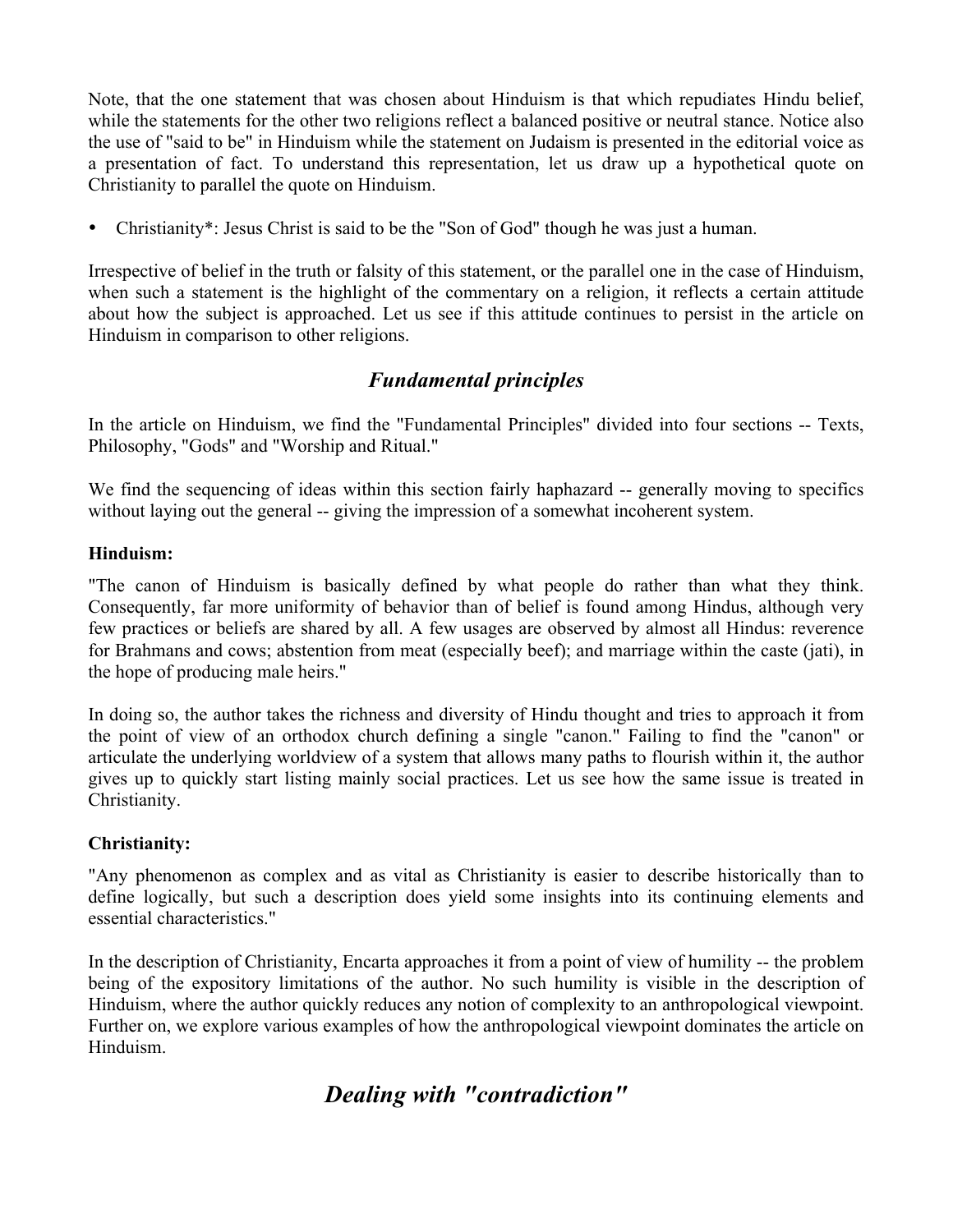Note, that the one statement that was chosen about Hinduism is that which repudiates Hindu belief, while the statements for the other two religions reflect a balanced positive or neutral stance. Notice also the use of "said to be" in Hinduism while the statement on Judaism is presented in the editorial voice as a presentation of fact. To understand this representation, let us draw up a hypothetical quote on Christianity to parallel the quote on Hinduism.

- Christianity*: Jesus Christ is said to be the "Son of God" though he was just a human.

Irrespective of belief in the truth or falsity of this statement, or the parallel one in the case of Hinduism, when such a statement is the highlight of the commentary on a religion, it reflects a certain attitude about how the subject is approached. Let us see if this attitude continues to persist in the article on Hinduism in comparison to other religions.

## *Fundamental principles*

In the article on Hinduism, we find the "Fundamental Principles" divided into four sections -- Texts, Philosophy, "Gods" and "Worship and Ritual."

We find the sequencing of ideas within this section fairly haphazard -- generally moving to specifics without laying out the general -- giving the impression of a somewhat incoherent system.

**Hinduism:**

"The canon of Hinduism is basically defined by what people do rather than what they think. Consequently, far more uniformity of behavior than of belief is found among Hindus, although very few practices or beliefs are shared by all. A few usages are observed by almost all Hindus: reverence for Brahmans and cows; abstention from meat (especially beef); and marriage within the caste (jati), in the hope of producing male heirs."

In doing so, the author takes the richness and diversity of Hindu thought and tries to approach it from the point of view of an orthodox church defining a single "canon." Failing to find the "canon" or articulate the underlying worldview of a system that allows many paths to flourish within it, the author gives up to quickly start listing mainly social practices. Let us see how the same issue is treated in Christianity.

**Christianity:**

"Any phenomenon as complex and as vital as Christianity is easier to describe historically than to define logically, but such a description does yield some insights into its continuing elements and essential characteristics."

In the description of Christianity, Encarta approaches it from a point of view of humility -- the problem being of the expository limitations of the author. No such humility is visible in the description of Hinduism, where the author quickly reduces any notion of complexity to an anthropological viewpoint. Further on, we explore various examples of how the anthropological viewpoint dominates the article on Hinduism.

# *Dealing with "contradiction"*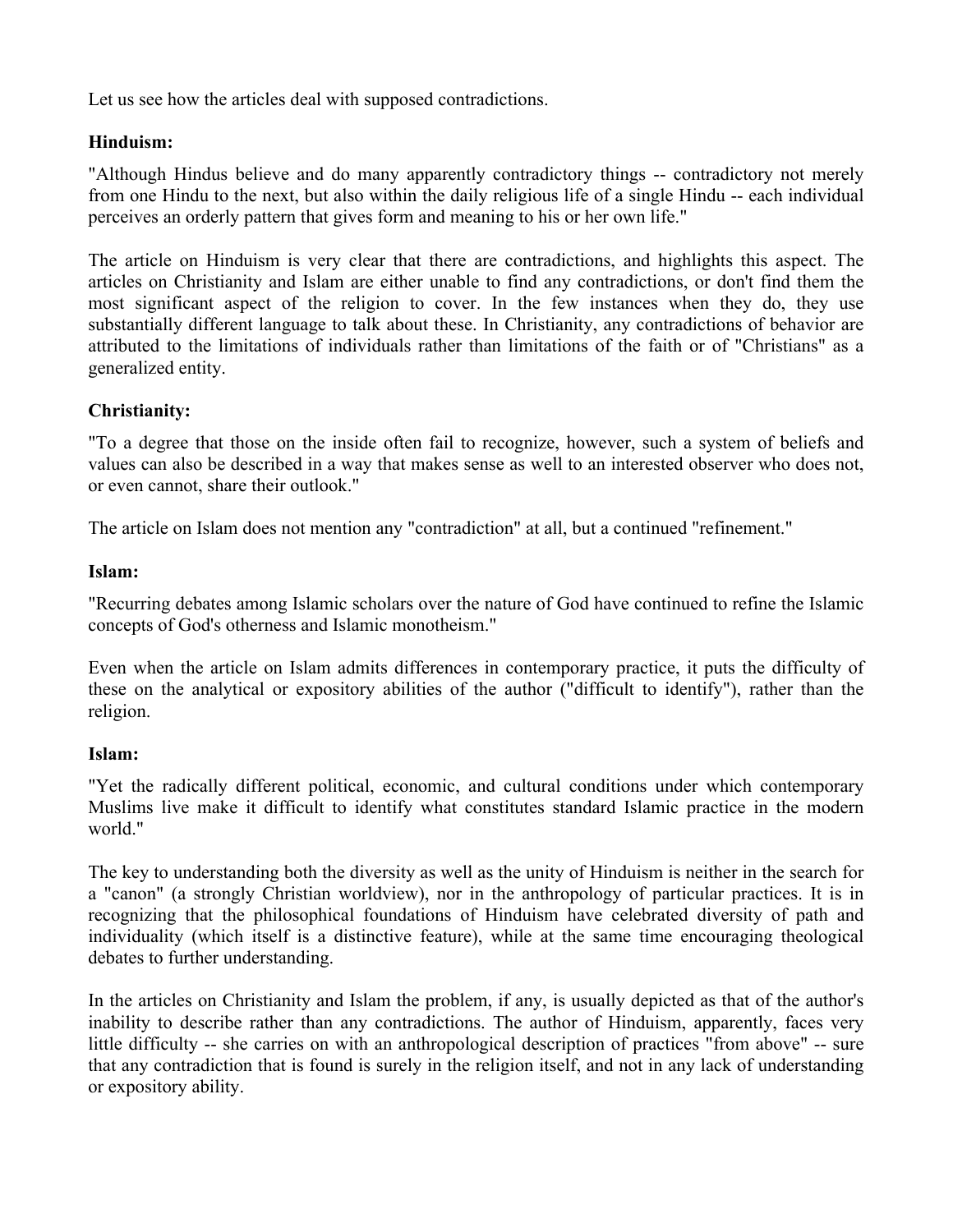Let us see how the articles deal with supposed contradictions.

**Hinduism:**

"Although Hindus believe and do many apparently contradictory things -- contradictory not merely from one Hindu to the next, but also within the daily religious life of a single Hindu -- each individual perceives an orderly pattern that gives form and meaning to his or her own life."

The article on Hinduism is very clear that there are contradictions, and highlights this aspect. The articles on Christianity and Islam are either unable to find any contradictions, or don't find them the most significant aspect of the religion to cover. In the few instances when they do, they use substantially different language to talk about these. In Christianity, any contradictions of behavior are attributed to the limitations of individuals rather than limitations of the faith or of "Christians" as a generalized entity.

**Christianity:**

"To a degree that those on the inside often fail to recognize, however, such a system of beliefs and values can also be described in a way that makes sense as well to an interested observer who does not, or even cannot, share their outlook."

The article on Islam does not mention any "contradiction" at all, but a continued "refinement."

**Islam:**

"Recurring debates among Islamic scholars over the nature of God have continued to refine the Islamic concepts of God's otherness and Islamic monotheism."

Even when the article on Islam admits differences in contemporary practice, it puts the difficulty of these on the analytical or expository abilities of the author ("difficult to identify"), rather than the religion.

**Islam:**

"Yet the radically different political, economic, and cultural conditions under which contemporary Muslims live make it difficult to identify what constitutes standard Islamic practice in the modern world."

The key to understanding both the diversity as well as the unity of Hinduism is neither in the search for a "canon" (a strongly Christian worldview), nor in the anthropology of particular practices. It is in recognizing that the philosophical foundations of Hinduism have celebrated diversity of path and individuality (which itself is a distinctive feature), while at the same time encouraging theological debates to further understanding.

In the articles on Christianity and Islam the problem, if any, is usually depicted as that of the author's inability to describe rather than any contradictions. The author of Hinduism, apparently, faces very little difficulty -- she carries on with an anthropological description of practices "from above" -- sure that any contradiction that is found is surely in the religion itself, and not in any lack of understanding or expository ability.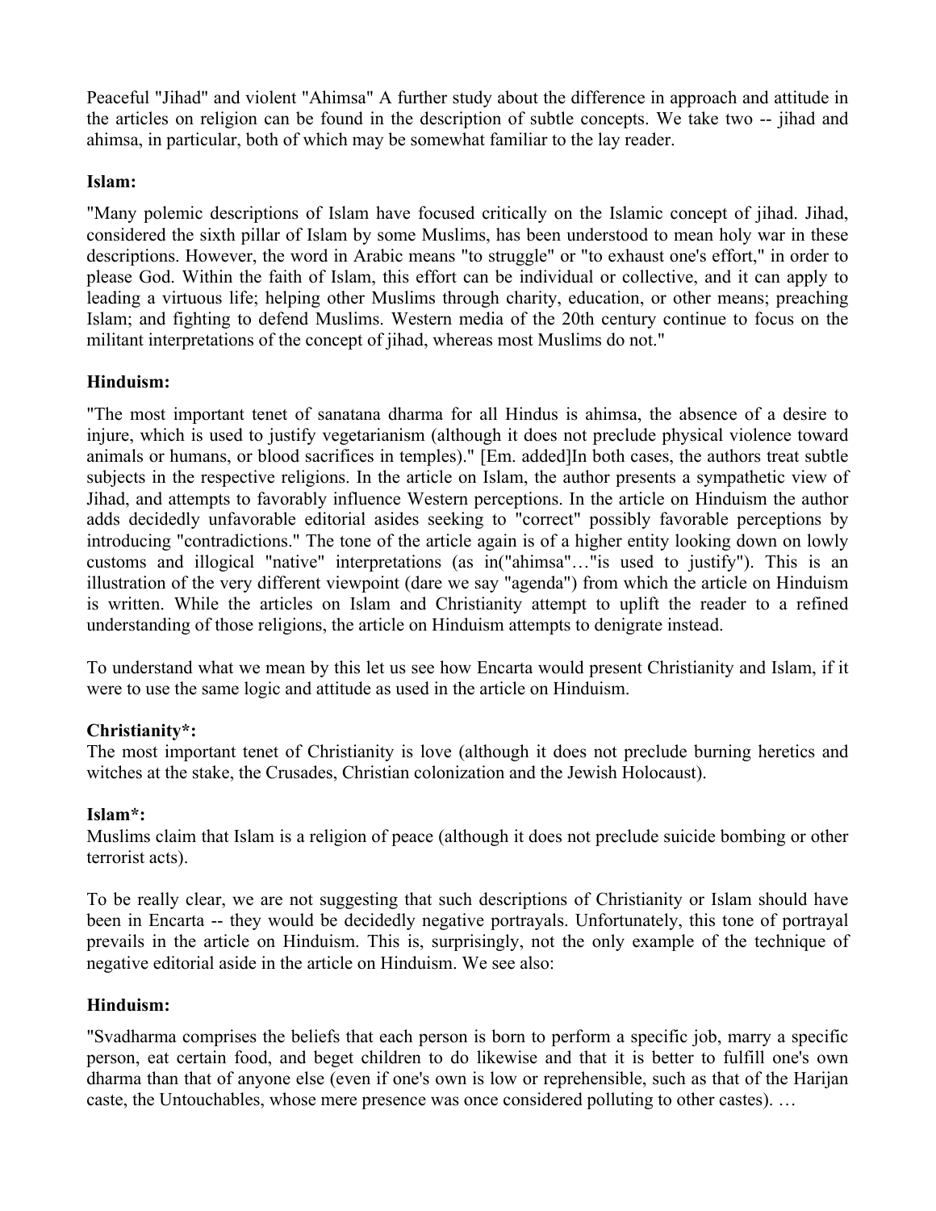Peaceful "Jihad" and violent "Ahimsa" A further study about the difference in approach and attitude in the articles on religion can be found in the description of subtle concepts. We take two -- jihad and ahimsa, in particular, both of which may be somewhat familiar to the lay reader.

**Islam:**

"Many polemic descriptions of Islam have focused critically on the Islamic concept of jihad. Jihad, considered the sixth pillar of Islam by some Muslims, has been understood to mean holy war in these descriptions. However, the word in Arabic means "to struggle" or "to exhaust one's effort," in order to please God. Within the faith of Islam, this effort can be individual or collective, and it can apply to leading a virtuous life; helping other Muslims through charity, education, or other means; preaching Islam; and fighting to defend Muslims. Western media of the 20th century continue to focus on the militant interpretations of the concept of jihad, whereas most Muslims do not."

**Hinduism:**

"The most important tenet of sanatana dharma for all Hindus is ahimsa, the absence of a desire to injure, which is used to justify vegetarianism (although it does not preclude physical violence toward animals or humans, or blood sacrifices in temples)." [Em. added]In both cases, the authors treat subtle subjects in the respective religions. In the article on Islam, the author presents a sympathetic view of Jihad, and attempts to favorably influence Western perceptions. In the article on Hinduism the author adds decidedly unfavorable editorial asides seeking to "correct" possibly favorable perceptions by introducing "contradictions." The tone of the article again is of a higher entity looking down on lowly customs and illogical "native" interpretations (as in("ahimsa"…"is used to justify"). This is an illustration of the very different viewpoint (dare we say "agenda") from which the article on Hinduism is written. While the articles on Islam and Christianity attempt to uplift the reader to a refined understanding of those religions, the article on Hinduism attempts to denigrate instead.

To understand what we mean by this let us see how Encarta would present Christianity and Islam, if it were to use the same logic and attitude as used in the article on Hinduism.

**Christianity*:**

The most important tenet of Christianity is love (although it does not preclude burning heretics and witches at the stake, the Crusades, Christian colonization and the Jewish Holocaust).

**Islam*:**

Muslims claim that Islam is a religion of peace (although it does not preclude suicide bombing or other terrorist acts).

To be really clear, we are not suggesting that such descriptions of Christianity or Islam should have been in Encarta -- they would be decidedly negative portrayals. Unfortunately, this tone of portrayal prevails in the article on Hinduism. This is, surprisingly, not the only example of the technique of negative editorial aside in the article on Hinduism. We see also:

**Hinduism:**

"Svadharma comprises the beliefs that each person is born to perform a specific job, marry a specific person, eat certain food, and beget children to do likewise and that it is better to fulfill one's own dharma than that of anyone else (even if one's own is low or reprehensible, such as that of the Harijan caste, the Untouchables, whose mere presence was once considered polluting to other castes). …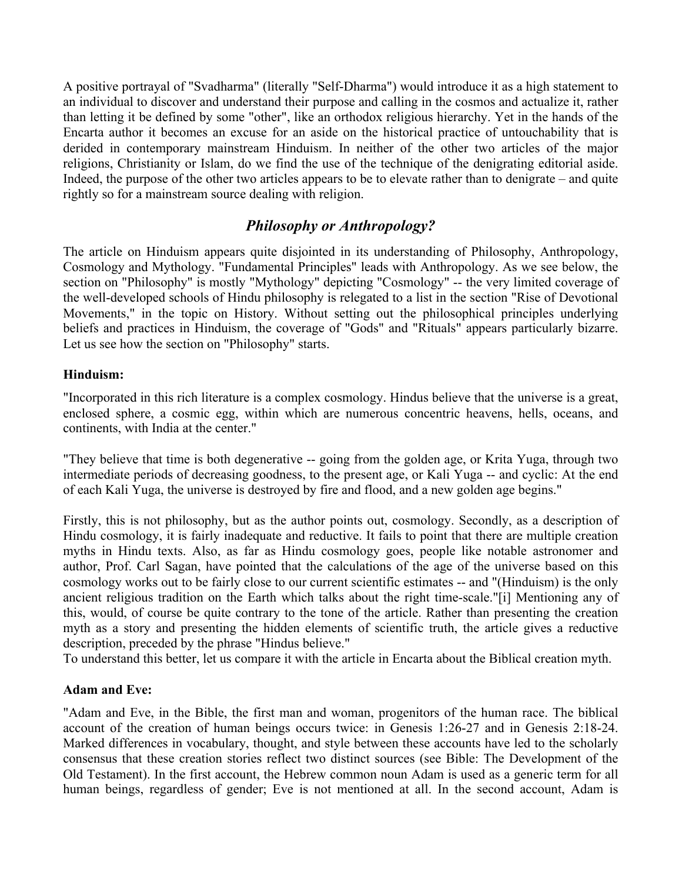A positive portrayal of "Svadharma" (literally "Self-Dharma") would introduce it as a high statement to an individual to discover and understand their purpose and calling in the cosmos and actualize it, rather than letting it be defined by some "other", like an orthodox religious hierarchy. Yet in the hands of the Encarta author it becomes an excuse for an aside on the historical practice of untouchability that is derided in contemporary mainstream Hinduism. In neither of the other two articles of the major religions, Christianity or Islam, do we find the use of the technique of the denigrating editorial aside. Indeed, the purpose of the other two articles appears to be to elevate rather than to denigrate – and quite rightly so for a mainstream source dealing with religion.

## *Philosophy or Anthropology?*

The article on Hinduism appears quite disjointed in its understanding of Philosophy, Anthropology, Cosmology and Mythology. "Fundamental Principles" leads with Anthropology. As we see below, the section on "Philosophy" is mostly "Mythology" depicting "Cosmology" -- the very limited coverage of the well-developed schools of Hindu philosophy is relegated to a list in the section "Rise of Devotional Movements," in the topic on History. Without setting out the philosophical principles underlying beliefs and practices in Hinduism, the coverage of "Gods" and "Rituals" appears particularly bizarre. Let us see how the section on "Philosophy" starts.

**Hinduism:**

"Incorporated in this rich literature is a complex cosmology. Hindus believe that the universe is a great, enclosed sphere, a cosmic egg, within which are numerous concentric heavens, hells, oceans, and continents, with India at the center."

"They believe that time is both degenerative -- going from the golden age, or Krita Yuga, through two intermediate periods of decreasing goodness, to the present age, or Kali Yuga -- and cyclic: At the end of each Kali Yuga, the universe is destroyed by fire and flood, and a new golden age begins."

Firstly, this is not philosophy, but as the author points out, cosmology. Secondly, as a description of Hindu cosmology, it is fairly inadequate and reductive. It fails to point that there are multiple creation myths in Hindu texts. Also, as far as Hindu cosmology goes, people like notable astronomer and author, Prof. Carl Sagan, have pointed that the calculations of the age of the universe based on this cosmology works out to be fairly close to our current scientific estimates -- and "(Hinduism) is the only ancient religious tradition on the Earth which talks about the right time-scale."[i] Mentioning any of this, would, of course be quite contrary to the tone of the article. Rather than presenting the creation myth as a story and presenting the hidden elements of scientific truth, the article gives a reductive description, preceded by the phrase "Hindus believe."
To understand this better, let us compare it with the article in Encarta about the Biblical creation myth.

**Adam and Eve:**

"Adam and Eve, in the Bible, the first man and woman, progenitors of the human race. The biblical account of the creation of human beings occurs twice: in Genesis 1:26-27 and in Genesis 2:18-24. Marked differences in vocabulary, thought, and style between these accounts have led to the scholarly consensus that these creation stories reflect two distinct sources (see Bible: The Development of the Old Testament). In the first account, the Hebrew common noun Adam is used as a generic term for all human beings, regardless of gender; Eve is not mentioned at all. In the second account, Adam is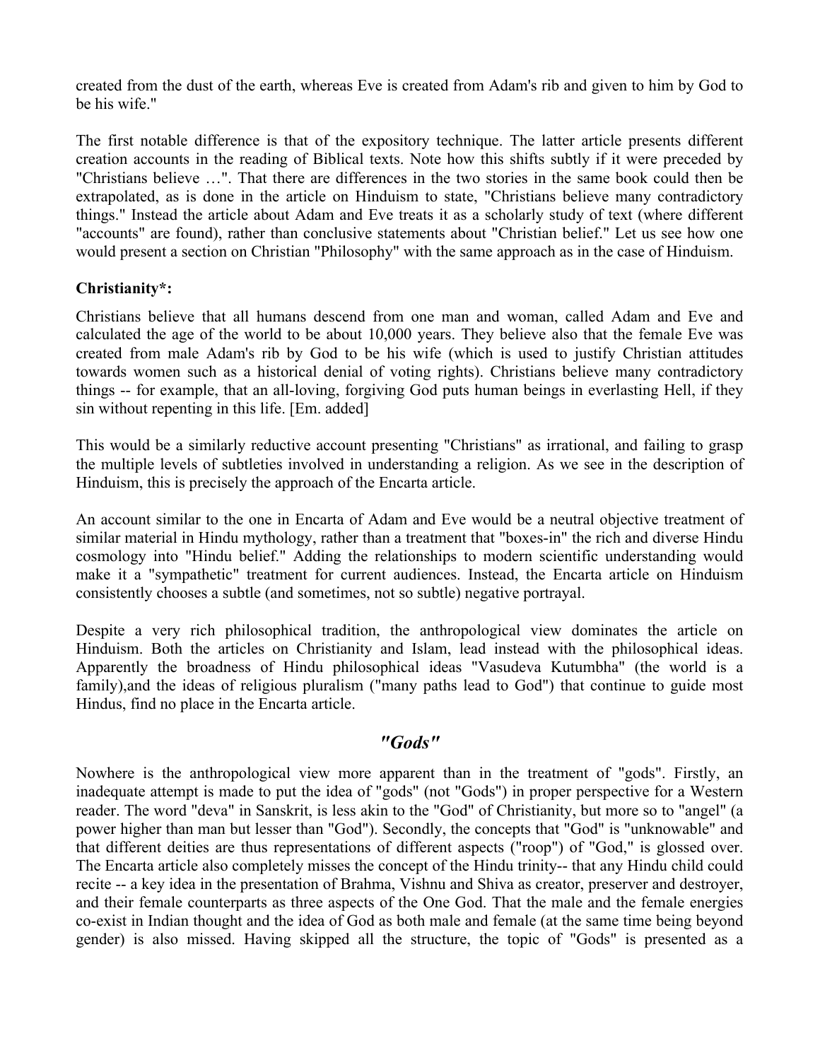created from the dust of the earth, whereas Eve is created from Adam's rib and given to him by God to be his wife."

The first notable difference is that of the expository technique. The latter article presents different creation accounts in the reading of Biblical texts. Note how this shifts subtly if it were preceded by "Christians believe …". That there are differences in the two stories in the same book could then be extrapolated, as is done in the article on Hinduism to state, "Christians believe many contradictory things." Instead the article about Adam and Eve treats it as a scholarly study of text (where different "accounts" are found), rather than conclusive statements about "Christian belief." Let us see how one would present a section on Christian "Philosophy" with the same approach as in the case of Hinduism.

**Christianity*:**

Christians believe that all humans descend from one man and woman, called Adam and Eve and calculated the age of the world to be about 10,000 years. They believe also that the female Eve was created from male Adam's rib by God to be his wife (which is used to justify Christian attitudes towards women such as a historical denial of voting rights). Christians believe many contradictory things -- for example, that an all-loving, forgiving God puts human beings in everlasting Hell, if they sin without repenting in this life. [Em. added]

This would be a similarly reductive account presenting "Christians" as irrational, and failing to grasp the multiple levels of subtleties involved in understanding a religion. As we see in the description of Hinduism, this is precisely the approach of the Encarta article.

An account similar to the one in Encarta of Adam and Eve would be a neutral objective treatment of similar material in Hindu mythology, rather than a treatment that "boxes-in" the rich and diverse Hindu cosmology into "Hindu belief." Adding the relationships to modern scientific understanding would make it a "sympathetic" treatment for current audiences. Instead, the Encarta article on Hinduism consistently chooses a subtle (and sometimes, not so subtle) negative portrayal.

Despite a very rich philosophical tradition, the anthropological view dominates the article on Hinduism. Both the articles on Christianity and Islam, lead instead with the philosophical ideas. Apparently the broadness of Hindu philosophical ideas "Vasudeva Kutumbha" (the world is a family),and the ideas of religious pluralism ("many paths lead to God") that continue to guide most Hindus, find no place in the Encarta article.

## *"Gods"*

Nowhere is the anthropological view more apparent than in the treatment of "gods". Firstly, an inadequate attempt is made to put the idea of "gods" (not "Gods") in proper perspective for a Western reader. The word "deva" in Sanskrit, is less akin to the "God" of Christianity, but more so to "angel" (a power higher than man but lesser than "God"). Secondly, the concepts that "God" is "unknowable" and that different deities are thus representations of different aspects ("roop") of "God," is glossed over. The Encarta article also completely misses the concept of the Hindu trinity-- that any Hindu child could recite -- a key idea in the presentation of Brahma, Vishnu and Shiva as creator, preserver and destroyer, and their female counterparts as three aspects of the One God. That the male and the female energies co-exist in Indian thought and the idea of God as both male and female (at the same time being beyond gender) is also missed. Having skipped all the structure, the topic of "Gods" is presented as a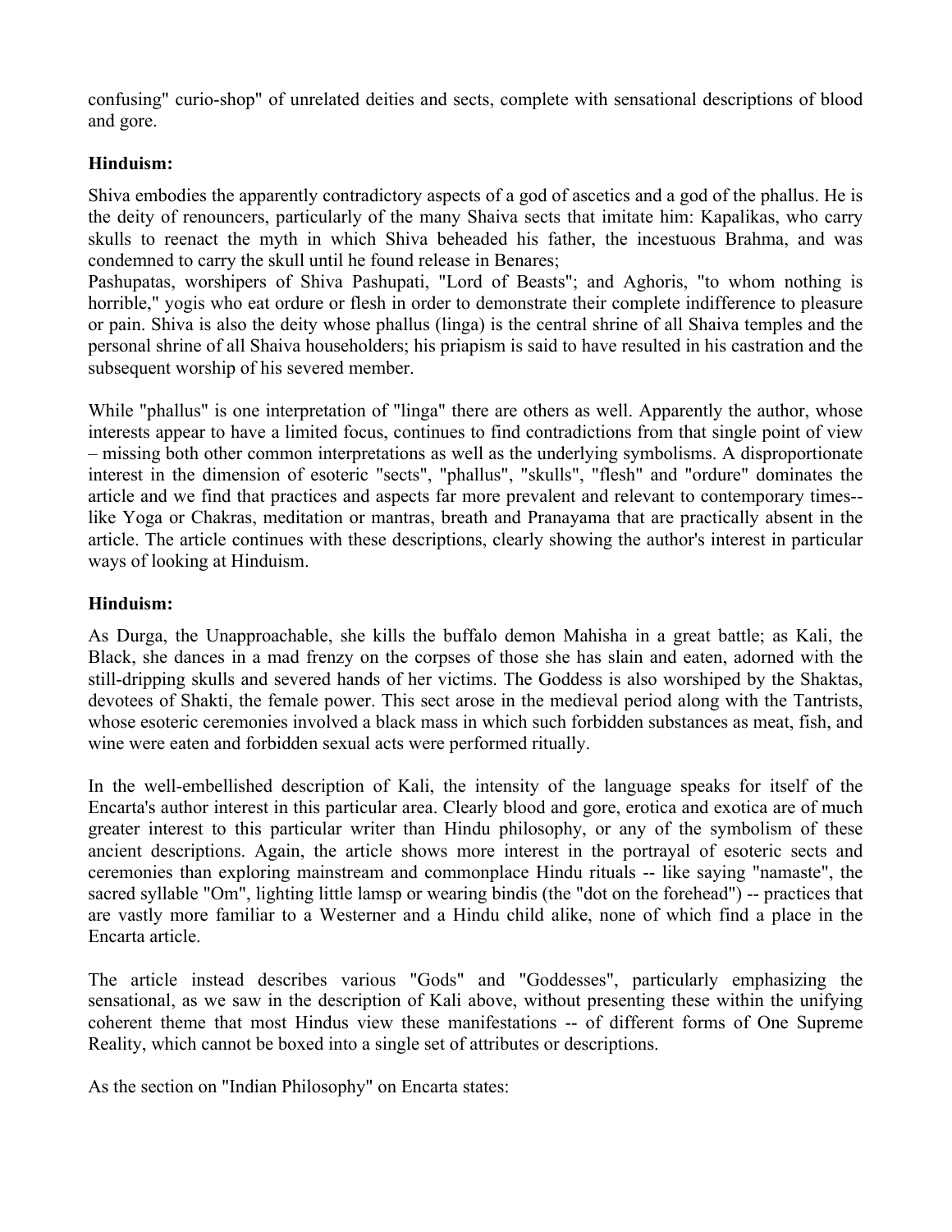confusing" curio-shop" of unrelated deities and sects, complete with sensational descriptions of blood and gore.

**Hinduism:**

Shiva embodies the apparently contradictory aspects of a god of ascetics and a god of the phallus. He is the deity of renouncers, particularly of the many Shaiva sects that imitate him: Kapalikas, who carry skulls to reenact the myth in which Shiva beheaded his father, the incestuous Brahma, and was condemned to carry the skull until he found release in Benares;
Pashupatas, worshipers of Shiva Pashupati, "Lord of Beasts"; and Aghoris, "to whom nothing is horrible," yogis who eat ordure or flesh in order to demonstrate their complete indifference to pleasure or pain. Shiva is also the deity whose phallus (linga) is the central shrine of all Shaiva temples and the personal shrine of all Shaiva householders; his priapism is said to have resulted in his castration and the subsequent worship of his severed member.

While "phallus" is one interpretation of "linga" there are others as well. Apparently the author, whose interests appear to have a limited focus, continues to find contradictions from that single point of view – missing both other common interpretations as well as the underlying symbolisms. A disproportionate interest in the dimension of esoteric "sects", "phallus", "skulls", "flesh" and "ordure" dominates the article and we find that practices and aspects far more prevalent and relevant to contemporary times--like Yoga or Chakras, meditation or mantras, breath and Pranayama that are practically absent in the article. The article continues with these descriptions, clearly showing the author's interest in particular ways of looking at Hinduism.

**Hinduism:**

As Durga, the Unapproachable, she kills the buffalo demon Mahisha in a great battle; as Kali, the Black, she dances in a mad frenzy on the corpses of those she has slain and eaten, adorned with the still-dripping skulls and severed hands of her victims. The Goddess is also worshiped by the Shaktas, devotees of Shakti, the female power. This sect arose in the medieval period along with the Tantrists, whose esoteric ceremonies involved a black mass in which such forbidden substances as meat, fish, and wine were eaten and forbidden sexual acts were performed ritually.

In the well-embellished description of Kali, the intensity of the language speaks for itself of the Encarta's author interest in this particular area. Clearly blood and gore, erotica and exotica are of much greater interest to this particular writer than Hindu philosophy, or any of the symbolism of these ancient descriptions. Again, the article shows more interest in the portrayal of esoteric sects and ceremonies than exploring mainstream and commonplace Hindu rituals -- like saying "namaste", the sacred syllable "Om", lighting little lamsp or wearing bindis (the "dot on the forehead") -- practices that are vastly more familiar to a Westerner and a Hindu child alike, none of which find a place in the Encarta article.

The article instead describes various "Gods" and "Goddesses", particularly emphasizing the sensational, as we saw in the description of Kali above, without presenting these within the unifying coherent theme that most Hindus view these manifestations -- of different forms of One Supreme Reality, which cannot be boxed into a single set of attributes or descriptions.

As the section on "Indian Philosophy" on Encarta states: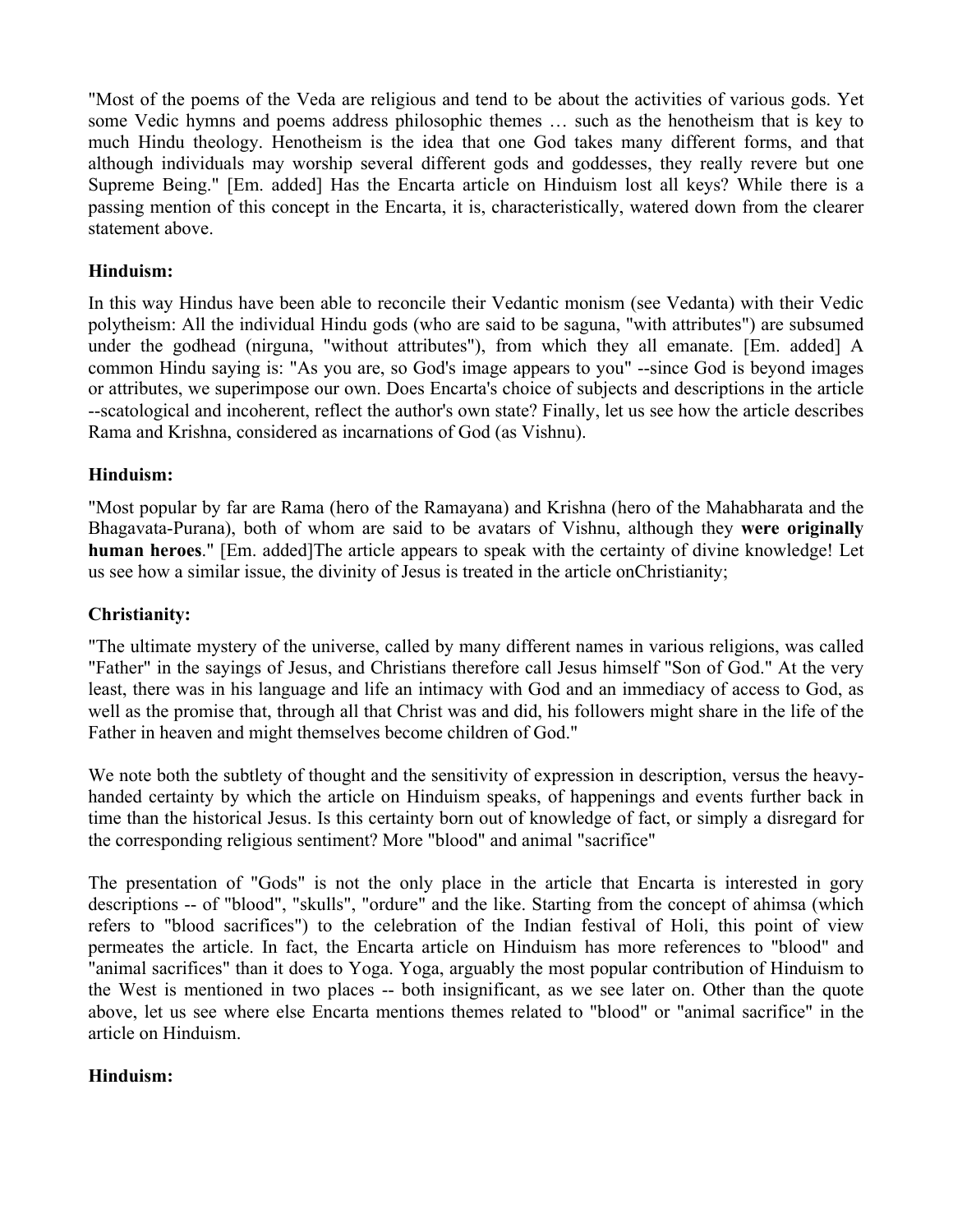"Most of the poems of the Veda are religious and tend to be about the activities of various gods. Yet some Vedic hymns and poems address philosophic themes … such as the henotheism that is key to much Hindu theology. Henotheism is the idea that one God takes many different forms, and that although individuals may worship several different gods and goddesses, they really revere but one Supreme Being." [Em. added] Has the Encarta article on Hinduism lost all keys? While there is a passing mention of this concept in the Encarta, it is, characteristically, watered down from the clearer statement above.

**Hinduism:**

In this way Hindus have been able to reconcile their Vedantic monism (see Vedanta) with their Vedic polytheism: All the individual Hindu gods (who are said to be saguna, "with attributes") are subsumed under the godhead (nirguna, "without attributes"), from which they all emanate. [Em. added] A common Hindu saying is: "As you are, so God's image appears to you" --since God is beyond images or attributes, we superimpose our own. Does Encarta's choice of subjects and descriptions in the article --scatological and incoherent, reflect the author's own state? Finally, let us see how the article describes Rama and Krishna, considered as incarnations of God (as Vishnu).

**Hinduism:**

"Most popular by far are Rama (hero of the Ramayana) and Krishna (hero of the Mahabharata and the Bhagavata-Purana), both of whom are said to be avatars of Vishnu, although they **were originally human heroes**." [Em. added]The article appears to speak with the certainty of divine knowledge! Let us see how a similar issue, the divinity of Jesus is treated in the article onChristianity;

**Christianity:**

"The ultimate mystery of the universe, called by many different names in various religions, was called "Father" in the sayings of Jesus, and Christians therefore call Jesus himself "Son of God." At the very least, there was in his language and life an intimacy with God and an immediacy of access to God, as well as the promise that, through all that Christ was and did, his followers might share in the life of the Father in heaven and might themselves become children of God."

We note both the subtlety of thought and the sensitivity of expression in description, versus the heavy-handed certainty by which the article on Hinduism speaks, of happenings and events further back in time than the historical Jesus. Is this certainty born out of knowledge of fact, or simply a disregard for the corresponding religious sentiment? More "blood" and animal "sacrifice"

The presentation of "Gods" is not the only place in the article that Encarta is interested in gory descriptions -- of "blood", "skulls", "ordure" and the like. Starting from the concept of ahimsa (which refers to "blood sacrifices") to the celebration of the Indian festival of Holi, this point of view permeates the article. In fact, the Encarta article on Hinduism has more references to "blood" and "animal sacrifices" than it does to Yoga. Yoga, arguably the most popular contribution of Hinduism to the West is mentioned in two places -- both insignificant, as we see later on. Other than the quote above, let us see where else Encarta mentions themes related to "blood" or "animal sacrifice" in the article on Hinduism.

**Hinduism:**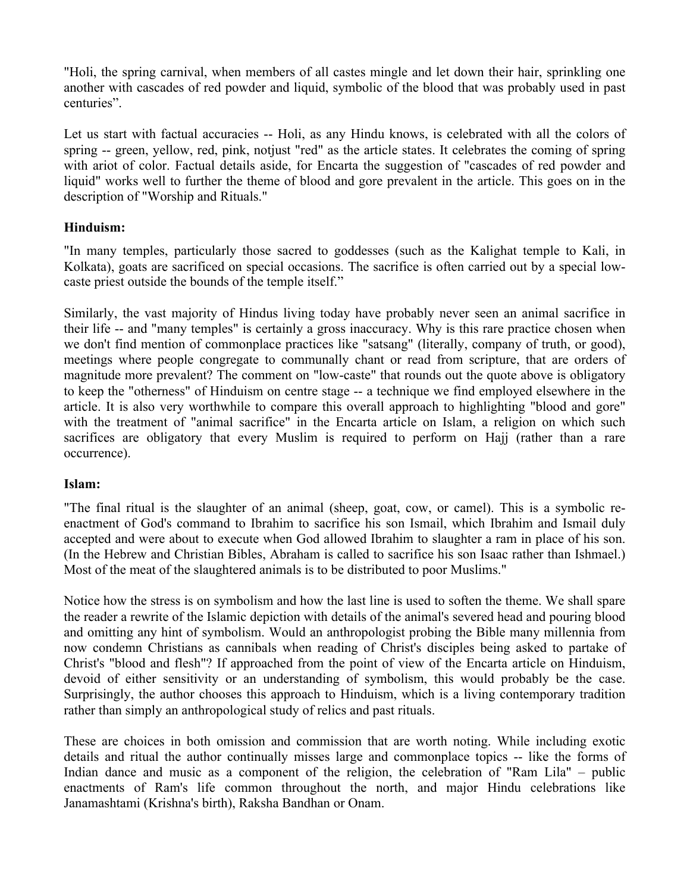"Holi, the spring carnival, when members of all castes mingle and let down their hair, sprinkling one another with cascades of red powder and liquid, symbolic of the blood that was probably used in past centuries".

Let us start with factual accuracies -- Holi, as any Hindu knows, is celebrated with all the colors of spring -- green, yellow, red, pink, notjust "red" as the article states. It celebrates the coming of spring with ariot of color. Factual details aside, for Encarta the suggestion of "cascades of red powder and liquid" works well to further the theme of blood and gore prevalent in the article. This goes on in the description of "Worship and Rituals."

**Hinduism:**

"In many temples, particularly those sacred to goddesses (such as the Kalighat temple to Kali, in Kolkata), goats are sacrificed on special occasions. The sacrifice is often carried out by a special low-caste priest outside the bounds of the temple itself."

Similarly, the vast majority of Hindus living today have probably never seen an animal sacrifice in their life -- and "many temples" is certainly a gross inaccuracy. Why is this rare practice chosen when we don't find mention of commonplace practices like "satsang" (literally, company of truth, or good), meetings where people congregate to communally chant or read from scripture, that are orders of magnitude more prevalent? The comment on "low-caste" that rounds out the quote above is obligatory to keep the "otherness" of Hinduism on centre stage -- a technique we find employed elsewhere in the article. It is also very worthwhile to compare this overall approach to highlighting "blood and gore" with the treatment of "animal sacrifice" in the Encarta article on Islam, a religion on which such sacrifices are obligatory that every Muslim is required to perform on Hajj (rather than a rare occurrence).

**Islam:**

"The final ritual is the slaughter of an animal (sheep, goat, cow, or camel). This is a symbolic re-enactment of God's command to Ibrahim to sacrifice his son Ismail, which Ibrahim and Ismail duly accepted and were about to execute when God allowed Ibrahim to slaughter a ram in place of his son. (In the Hebrew and Christian Bibles, Abraham is called to sacrifice his son Isaac rather than Ishmael.) Most of the meat of the slaughtered animals is to be distributed to poor Muslims."

Notice how the stress is on symbolism and how the last line is used to soften the theme. We shall spare the reader a rewrite of the Islamic depiction with details of the animal's severed head and pouring blood and omitting any hint of symbolism. Would an anthropologist probing the Bible many millennia from now condemn Christians as cannibals when reading of Christ's disciples being asked to partake of Christ's "blood and flesh"? If approached from the point of view of the Encarta article on Hinduism, devoid of either sensitivity or an understanding of symbolism, this would probably be the case. Surprisingly, the author chooses this approach to Hinduism, which is a living contemporary tradition rather than simply an anthropological study of relics and past rituals.

These are choices in both omission and commission that are worth noting. While including exotic details and ritual the author continually misses large and commonplace topics -- like the forms of Indian dance and music as a component of the religion, the celebration of "Ram Lila" – public enactments of Ram's life common throughout the north, and major Hindu celebrations like Janamashtami (Krishna's birth), Raksha Bandhan or Onam.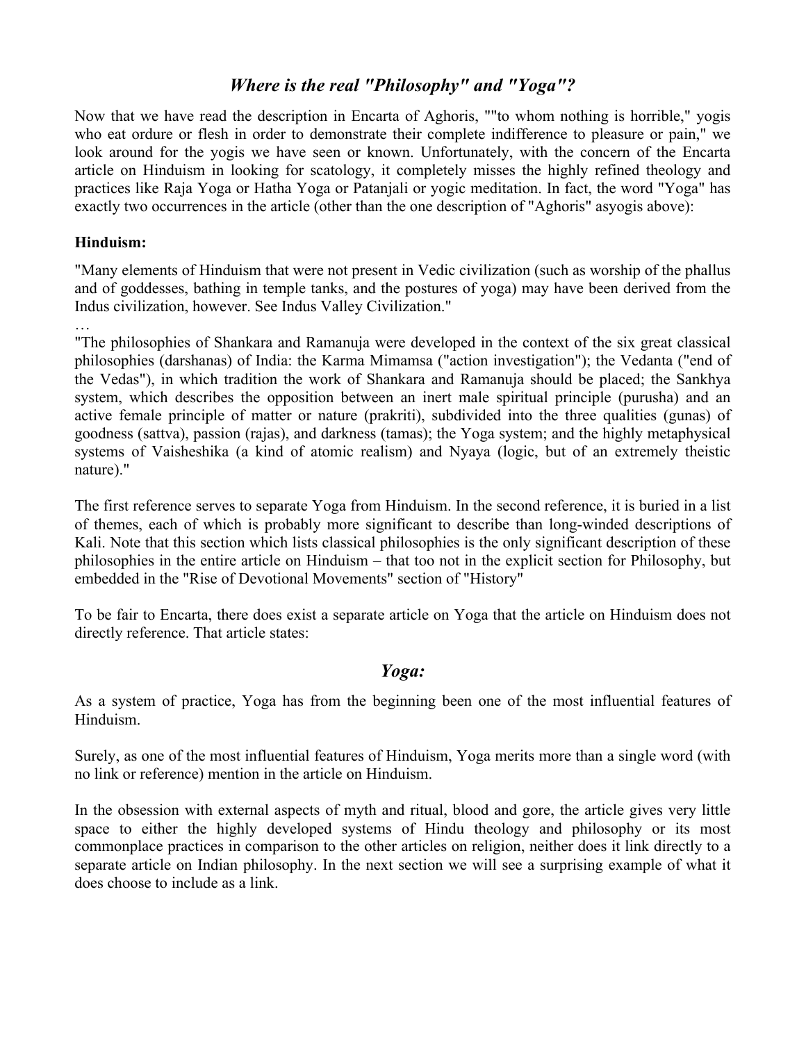## *Where is the real "Philosophy" and "Yoga"?*

Now that we have read the description in Encarta of Aghoris, ""to whom nothing is horrible," yogis who eat ordure or flesh in order to demonstrate their complete indifference to pleasure or pain," we look around for the yogis we have seen or known. Unfortunately, with the concern of the Encarta article on Hinduism in looking for scatology, it completely misses the highly refined theology and practices like Raja Yoga or Hatha Yoga or Patanjali or yogic meditation. In fact, the word "Yoga" has exactly two occurrences in the article (other than the one description of "Aghoris" asyogis above):

**Hinduism:**

"Many elements of Hinduism that were not present in Vedic civilization (such as worship of the phallus and of goddesses, bathing in temple tanks, and the postures of yoga) may have been derived from the Indus civilization, however. See Indus Valley Civilization."

…

"The philosophies of Shankara and Ramanuja were developed in the context of the six great classical philosophies (darshanas) of India: the Karma Mimamsa ("action investigation"); the Vedanta ("end of the Vedas"), in which tradition the work of Shankara and Ramanuja should be placed; the Sankhya system, which describes the opposition between an inert male spiritual principle (purusha) and an active female principle of matter or nature (prakriti), subdivided into the three qualities (gunas) of goodness (sattva), passion (rajas), and darkness (tamas); the Yoga system; and the highly metaphysical systems of Vaisheshika (a kind of atomic realism) and Nyaya (logic, but of an extremely theistic nature)."

The first reference serves to separate Yoga from Hinduism. In the second reference, it is buried in a list of themes, each of which is probably more significant to describe than long-winded descriptions of Kali. Note that this section which lists classical philosophies is the only significant description of these philosophies in the entire article on Hinduism – that too not in the explicit section for Philosophy, but embedded in the "Rise of Devotional Movements" section of "History"

To be fair to Encarta, there does exist a separate article on Yoga that the article on Hinduism does not directly reference. That article states:

## *Yoga:*

As a system of practice, Yoga has from the beginning been one of the most influential features of Hinduism.

Surely, as one of the most influential features of Hinduism, Yoga merits more than a single word (with no link or reference) mention in the article on Hinduism.

In the obsession with external aspects of myth and ritual, blood and gore, the article gives very little space to either the highly developed systems of Hindu theology and philosophy or its most commonplace practices in comparison to the other articles on religion, neither does it link directly to a separate article on Indian philosophy. In the next section we will see a surprising example of what it does choose to include as a link.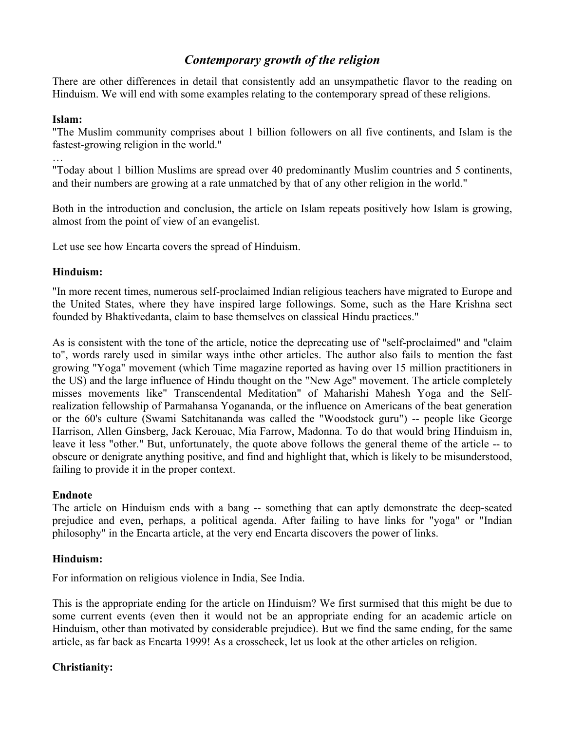## *Contemporary growth of the religion*

There are other differences in detail that consistently add an unsympathetic flavor to the reading on Hinduism. We will end with some examples relating to the contemporary spread of these religions.

**Islam:**

"The Muslim community comprises about 1 billion followers on all five continents, and Islam is the fastest-growing religion in the world."

…

"Today about 1 billion Muslims are spread over 40 predominantly Muslim countries and 5 continents, and their numbers are growing at a rate unmatched by that of any other religion in the world."

Both in the introduction and conclusion, the article on Islam repeats positively how Islam is growing, almost from the point of view of an evangelist.

Let use see how Encarta covers the spread of Hinduism.

**Hinduism:**

"In more recent times, numerous self-proclaimed Indian religious teachers have migrated to Europe and the United States, where they have inspired large followings. Some, such as the Hare Krishna sect founded by Bhaktivedanta, claim to base themselves on classical Hindu practices."

As is consistent with the tone of the article, notice the deprecating use of "self-proclaimed" and "claim to", words rarely used in similar ways inthe other articles. The author also fails to mention the fast growing "Yoga" movement (which Time magazine reported as having over 15 million practitioners in the US) and the large influence of Hindu thought on the "New Age" movement. The article completely misses movements like" Transcendental Meditation" of Maharishi Mahesh Yoga and the Self-realization fellowship of Parmahansa Yogananda, or the influence on Americans of the beat generation or the 60's culture (Swami Satchitananda was called the "Woodstock guru") -- people like George Harrison, Allen Ginsberg, Jack Kerouac, Mia Farrow, Madonna. To do that would bring Hinduism in, leave it less "other." But, unfortunately, the quote above follows the general theme of the article -- to obscure or denigrate anything positive, and find and highlight that, which is likely to be misunderstood, failing to provide it in the proper context.

**Endnote**

The article on Hinduism ends with a bang -- something that can aptly demonstrate the deep-seated prejudice and even, perhaps, a political agenda. After failing to have links for "yoga" or "Indian philosophy" in the Encarta article, at the very end Encarta discovers the power of links.

**Hinduism:**

For information on religious violence in India, See India.

This is the appropriate ending for the article on Hinduism? We first surmised that this might be due to some current events (even then it would not be an appropriate ending for an academic article on Hinduism, other than motivated by considerable prejudice). But we find the same ending, for the same article, as far back as Encarta 1999! As a crosscheck, let us look at the other articles on religion.

**Christianity:**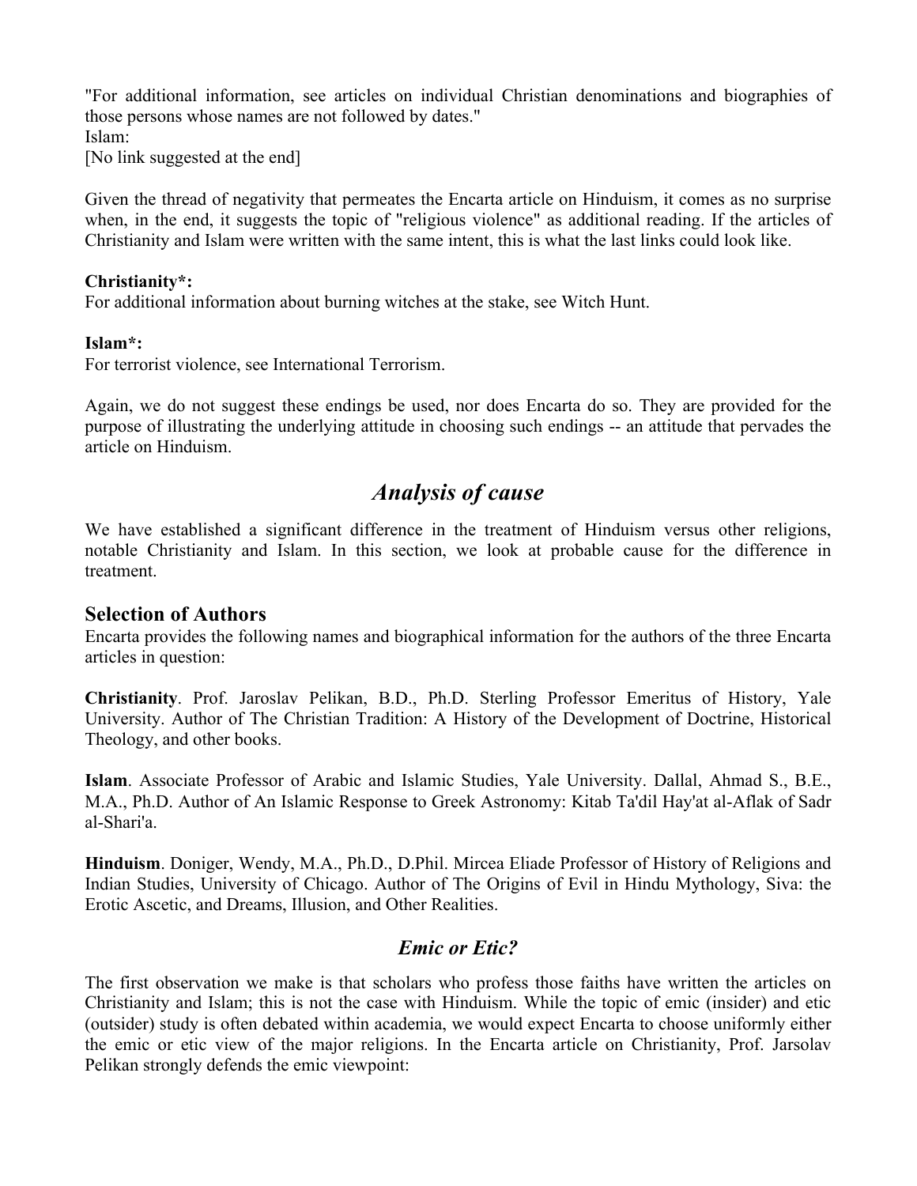"For additional information, see articles on individual Christian denominations and biographies of those persons whose names are not followed by dates."
Islam:
[No link suggested at the end]

Given the thread of negativity that permeates the Encarta article on Hinduism, it comes as no surprise when, in the end, it suggests the topic of "religious violence" as additional reading. If the articles of Christianity and Islam were written with the same intent, this is what the last links could look like.

**Christianity*:**
For additional information about burning witches at the stake, see Witch Hunt.

**Islam*:**
For terrorist violence, see International Terrorism.

Again, we do not suggest these endings be used, nor does Encarta do so. They are provided for the purpose of illustrating the underlying attitude in choosing such endings -- an attitude that pervades the article on Hinduism.

# *Analysis of cause*

We have established a significant difference in the treatment of Hinduism versus other religions, notable Christianity and Islam. In this section, we look at probable cause for the difference in treatment.

## Selection of Authors

Encarta provides the following names and biographical information for the authors of the three Encarta articles in question:

**Christianity**. Prof. Jaroslav Pelikan, B.D., Ph.D. Sterling Professor Emeritus of History, Yale University. Author of The Christian Tradition: A History of the Development of Doctrine, Historical Theology, and other books.

**Islam**. Associate Professor of Arabic and Islamic Studies, Yale University. Dallal, Ahmad S., B.E., M.A., Ph.D. Author of An Islamic Response to Greek Astronomy: Kitab Ta'dil Hay'at al-Aflak of Sadr al-Shari'a.

**Hinduism**. Doniger, Wendy, M.A., Ph.D., D.Phil. Mircea Eliade Professor of History of Religions and Indian Studies, University of Chicago. Author of The Origins of Evil in Hindu Mythology, Siva: the Erotic Ascetic, and Dreams, Illusion, and Other Realities.

### *Emic or Etic?*

The first observation we make is that scholars who profess those faiths have written the articles on Christianity and Islam; this is not the case with Hinduism. While the topic of emic (insider) and etic (outsider) study is often debated within academia, we would expect Encarta to choose uniformly either the emic or etic view of the major religions. In the Encarta article on Christianity, Prof. Jarsolav Pelikan strongly defends the emic viewpoint: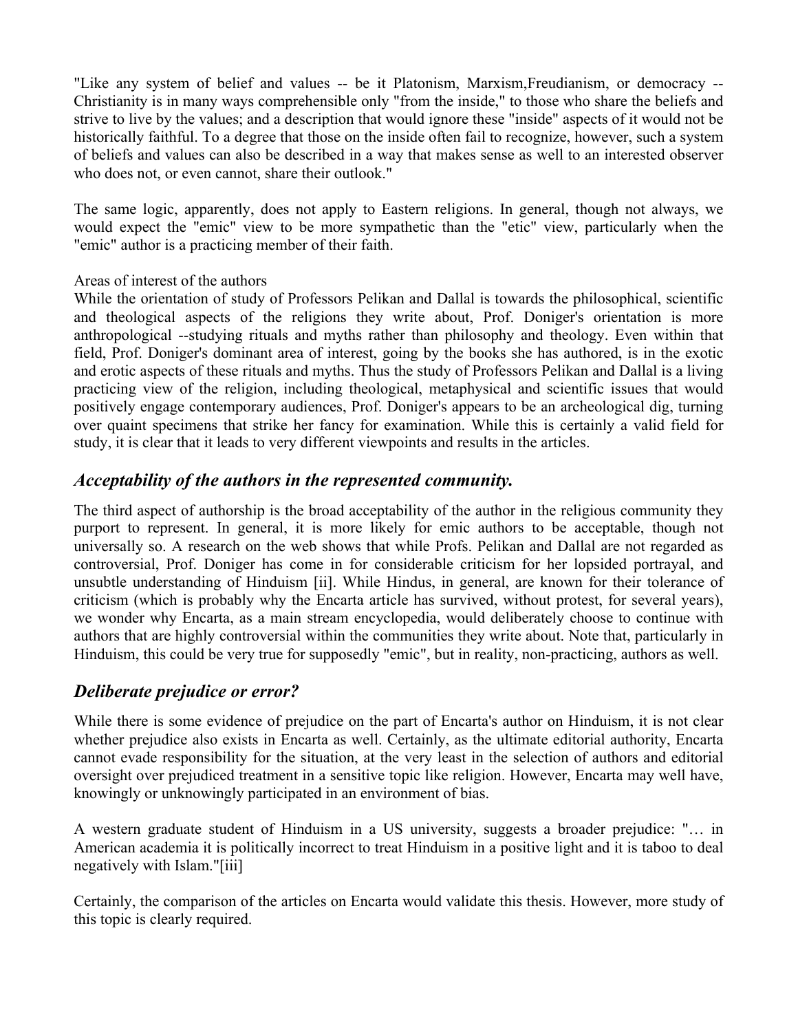"Like any system of belief and values -- be it Platonism, Marxism,Freudianism, or democracy -- Christianity is in many ways comprehensible only "from the inside," to those who share the beliefs and strive to live by the values; and a description that would ignore these "inside" aspects of it would not be historically faithful. To a degree that those on the inside often fail to recognize, however, such a system of beliefs and values can also be described in a way that makes sense as well to an interested observer who does not, or even cannot, share their outlook."

The same logic, apparently, does not apply to Eastern religions. In general, though not always, we would expect the "emic" view to be more sympathetic than the "etic" view, particularly when the "emic" author is a practicing member of their faith.

Areas of interest of the authors

While the orientation of study of Professors Pelikan and Dallal is towards the philosophical, scientific and theological aspects of the religions they write about, Prof. Doniger's orientation is more anthropological --studying rituals and myths rather than philosophy and theology. Even within that field, Prof. Doniger's dominant area of interest, going by the books she has authored, is in the exotic and erotic aspects of these rituals and myths. Thus the study of Professors Pelikan and Dallal is a living practicing view of the religion, including theological, metaphysical and scientific issues that would positively engage contemporary audiences, Prof. Doniger's appears to be an archeological dig, turning over quaint specimens that strike her fancy for examination. While this is certainly a valid field for study, it is clear that it leads to very different viewpoints and results in the articles.

## *Acceptability of the authors in the represented community.*

The third aspect of authorship is the broad acceptability of the author in the religious community they purport to represent. In general, it is more likely for emic authors to be acceptable, though not universally so. A research on the web shows that while Profs. Pelikan and Dallal are not regarded as controversial, Prof. Doniger has come in for considerable criticism for her lopsided portrayal, and unsubtle understanding of Hinduism [ii]. While Hindus, in general, are known for their tolerance of criticism (which is probably why the Encarta article has survived, without protest, for several years), we wonder why Encarta, as a main stream encyclopedia, would deliberately choose to continue with authors that are highly controversial within the communities they write about. Note that, particularly in Hinduism, this could be very true for supposedly "emic", but in reality, non-practicing, authors as well.

## *Deliberate prejudice or error?*

While there is some evidence of prejudice on the part of Encarta's author on Hinduism, it is not clear whether prejudice also exists in Encarta as well. Certainly, as the ultimate editorial authority, Encarta cannot evade responsibility for the situation, at the very least in the selection of authors and editorial oversight over prejudiced treatment in a sensitive topic like religion. However, Encarta may well have, knowingly or unknowingly participated in an environment of bias.

A western graduate student of Hinduism in a US university, suggests a broader prejudice: "… in American academia it is politically incorrect to treat Hinduism in a positive light and it is taboo to deal negatively with Islam."[iii]

Certainly, the comparison of the articles on Encarta would validate this thesis. However, more study of this topic is clearly required.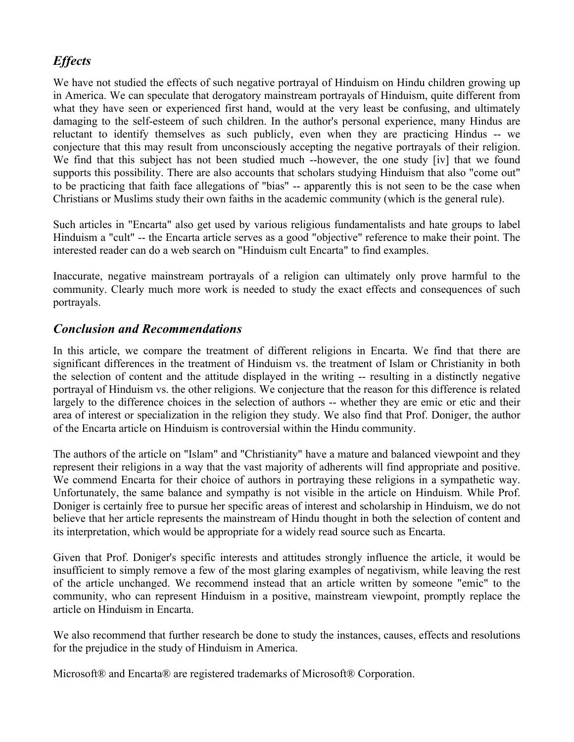## *Effects*

We have not studied the effects of such negative portrayal of Hinduism on Hindu children growing up in America. We can speculate that derogatory mainstream portrayals of Hinduism, quite different from what they have seen or experienced first hand, would at the very least be confusing, and ultimately damaging to the self-esteem of such children. In the author's personal experience, many Hindus are reluctant to identify themselves as such publicly, even when they are practicing Hindus -- we conjecture that this may result from unconsciously accepting the negative portrayals of their religion. We find that this subject has not been studied much --however, the one study [iv] that we found supports this possibility. There are also accounts that scholars studying Hinduism that also "come out" to be practicing that faith face allegations of "bias" -- apparently this is not seen to be the case when Christians or Muslims study their own faiths in the academic community (which is the general rule).

Such articles in "Encarta" also get used by various religious fundamentalists and hate groups to label Hinduism a "cult" -- the Encarta article serves as a good "objective" reference to make their point. The interested reader can do a web search on "Hinduism cult Encarta" to find examples.

Inaccurate, negative mainstream portrayals of a religion can ultimately only prove harmful to the community. Clearly much more work is needed to study the exact effects and consequences of such portrayals.

## *Conclusion and Recommendations*

In this article, we compare the treatment of different religions in Encarta. We find that there are significant differences in the treatment of Hinduism vs. the treatment of Islam or Christianity in both the selection of content and the attitude displayed in the writing -- resulting in a distinctly negative portrayal of Hinduism vs. the other religions. We conjecture that the reason for this difference is related largely to the difference choices in the selection of authors -- whether they are emic or etic and their area of interest or specialization in the religion they study. We also find that Prof. Doniger, the author of the Encarta article on Hinduism is controversial within the Hindu community.

The authors of the article on "Islam" and "Christianity" have a mature and balanced viewpoint and they represent their religions in a way that the vast majority of adherents will find appropriate and positive. We commend Encarta for their choice of authors in portraying these religions in a sympathetic way. Unfortunately, the same balance and sympathy is not visible in the article on Hinduism. While Prof. Doniger is certainly free to pursue her specific areas of interest and scholarship in Hinduism, we do not believe that her article represents the mainstream of Hindu thought in both the selection of content and its interpretation, which would be appropriate for a widely read source such as Encarta.

Given that Prof. Doniger's specific interests and attitudes strongly influence the article, it would be insufficient to simply remove a few of the most glaring examples of negativism, while leaving the rest of the article unchanged. We recommend instead that an article written by someone "emic" to the community, who can represent Hinduism in a positive, mainstream viewpoint, promptly replace the article on Hinduism in Encarta.

We also recommend that further research be done to study the instances, causes, effects and resolutions for the prejudice in the study of Hinduism in America.

Microsoft® and Encarta® are registered trademarks of Microsoft® Corporation.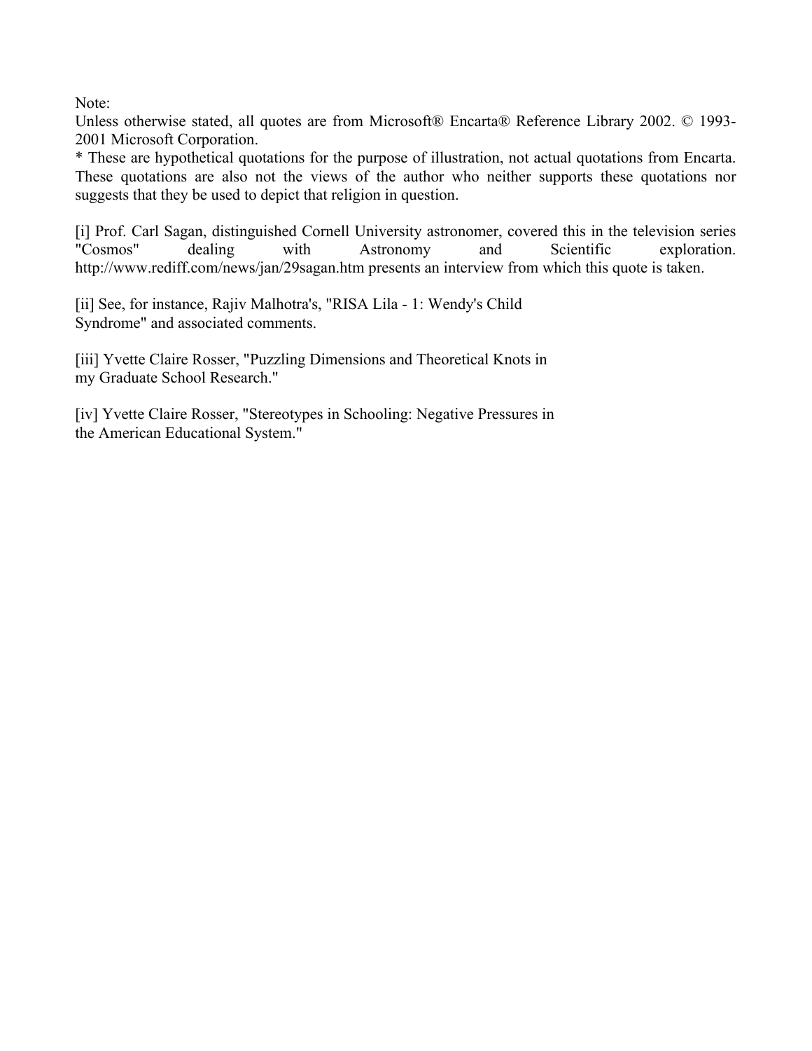Note:
Unless otherwise stated, all quotes are from Microsoft® Encarta® Reference Library 2002. © 1993-2001 Microsoft Corporation.
* These are hypothetical quotations for the purpose of illustration, not actual quotations from Encarta. These quotations are also not the views of the author who neither supports these quotations nor suggests that they be used to depict that religion in question.

[i] Prof. Carl Sagan, distinguished Cornell University astronomer, covered this in the television series "Cosmos" dealing with Astronomy and Scientific exploration. http://www.rediff.com/news/jan/29sagan.htm presents an interview from which this quote is taken.

[ii] See, for instance, Rajiv Malhotra's, "RISA Lila - 1: Wendy's Child Syndrome" and associated comments.

[iii] Yvette Claire Rosser, "Puzzling Dimensions and Theoretical Knots in my Graduate School Research."

[iv] Yvette Claire Rosser, "Stereotypes in Schooling: Negative Pressures in the American Educational System."